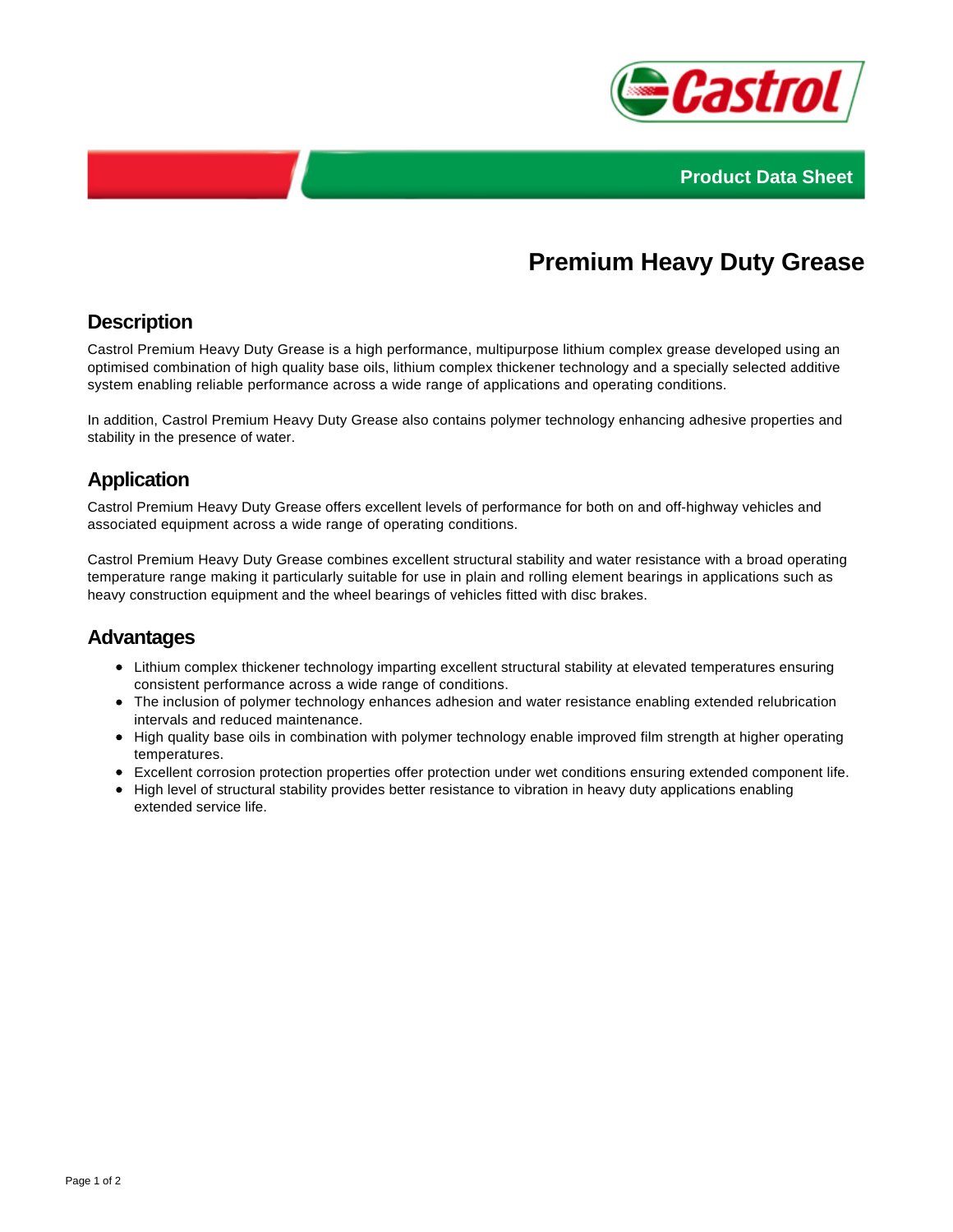Product Data Sheet

# Premium Heavy Duty Grease

## Description

Castrol Premium Heavy Duty Grease is a high performance, multipurpose lithium complex grease developed using an optimised combination of high quality base oils, lithium complex thickener technology and a specially selected additive system enabling reliable performance across a wide range of applications and operating conditions.

In addition, Castrol Premium Heavy Duty Grease also contains polymer technology enhancing adhesive properties and stability in the presence of water.

## Application

Castrol Premium Heavy Duty Grease offers excellent levels of performance for both on and off-highway vehicles and associated equipment across a wide range of operating conditions.

Castrol Premium Heavy Duty Grease combines excellent structural stability and water resistance with a broad operating temperature range making it particularly suitable for use in plain and rolling element bearings in applications such as heavy construction equipment and the wheel bearings of vehicles fitted with disc brakes.

## Advantages

- Lithium complex thickener technology imparting excellent structural stability at elevated temperatures ensuring consistent performance across a wide range of conditions.
- The inclusion of polymer technology enhances adhesion and water resistance enabling extended relubrication intervals and reduced maintenance.
- High quality base oils in combination with polymer technology enable improved film strength at higher operating temperatures.
- Excellent corrosion protection properties offer protection under wet conditions ensuring extended component life.
- High level of structural stability provides better resistance to vibration in heavy duty applications enabling extended service life.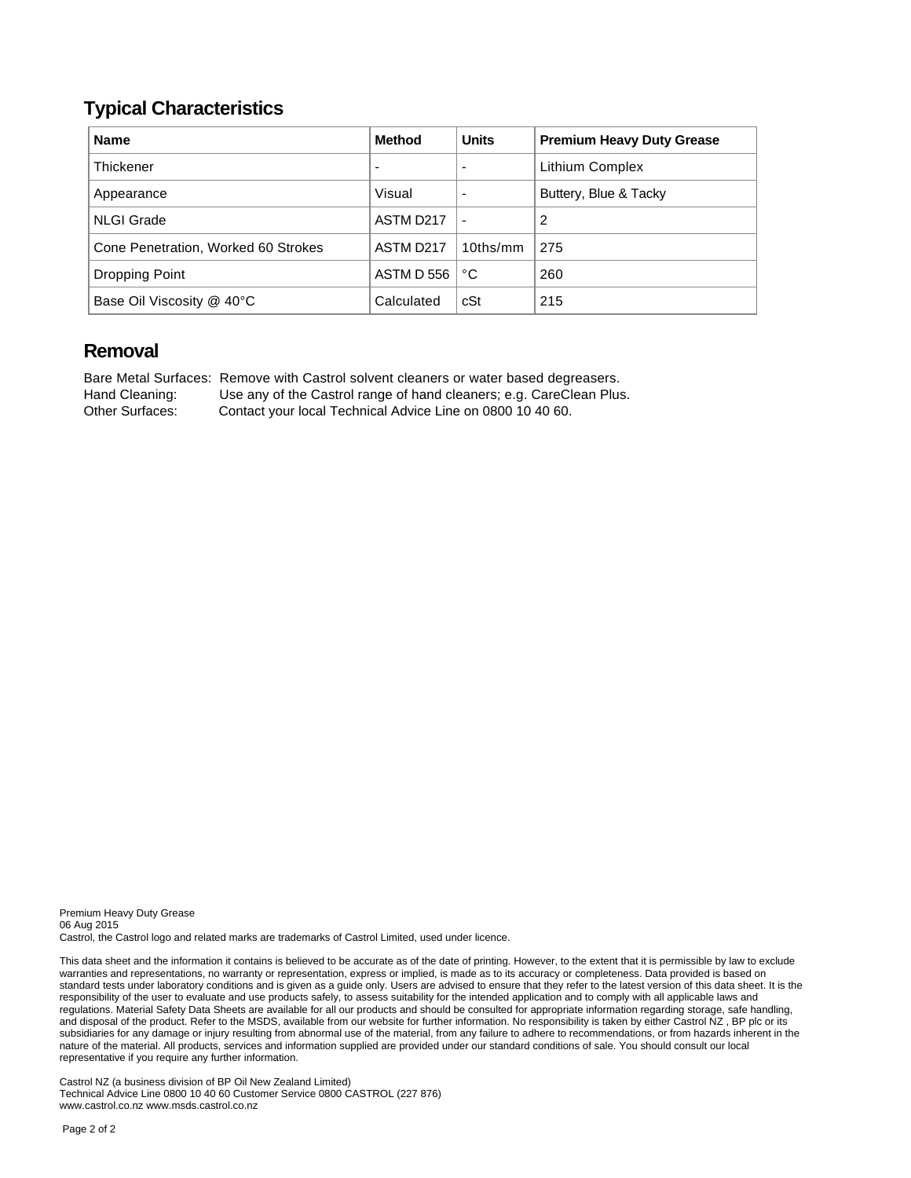## Typical Characteristics

| Name | Method | Units | Premium Heavy Duty Grease |
|---|---|---|---|
| Thickener | - | - | Lithium Complex |
| Appearance | Visual | - | Buttery, Blue & Tacky |
| NLGI Grade | ASTM D217 | - | 2 |
| Cone Penetration, Worked 60 Strokes | ASTM D217 | 10ths/mm | 275 |
| Dropping Point | ASTM D 556 | °C | 260 |
| Base Oil Viscosity @ 40°C | Calculated | cSt | 215 |

## Removal

Bare Metal Surfaces: Remove with Castrol solvent cleaners or water based degreasers.
Hand Cleaning: Use any of the Castrol range of hand cleaners; e.g. CareClean Plus.
Other Surfaces: Contact your local Technical Advice Line on 0800 10 40 60.

Premium Heavy Duty Grease
06 Aug 2015
Castrol, the Castrol logo and related marks are trademarks of Castrol Limited, used under licence.

This data sheet and the information it contains is believed to be accurate as of the date of printing. However, to the extent that it is permissible by law to exclude warranties and representations, no warranty or representation, express or implied, is made as to its accuracy or completeness. Data provided is based on standard tests under laboratory conditions and is given as a guide only. Users are advised to ensure that they refer to the latest version of this data sheet. It is the responsibility of the user to evaluate and use products safely, to assess suitability for the intended application and to comply with all applicable laws and regulations. Material Safety Data Sheets are available for all our products and should be consulted for appropriate information regarding storage, safe handling, and disposal of the product. Refer to the MSDS, available from our website for further information. No responsibility is taken by either Castrol NZ , BP plc or its subsidiaries for any damage or injury resulting from abnormal use of the material, from any failure to adhere to recommendations, or from hazards inherent in the nature of the material. All products, services and information supplied are provided under our standard conditions of sale. You should consult our local representative if you require any further information.

Castrol NZ (a business division of BP Oil New Zealand Limited)
Technical Advice Line 0800 10 40 60 Customer Service 0800 CASTROL (227 876)
www.castrol.co.nz www.msds.castrol.co.nz